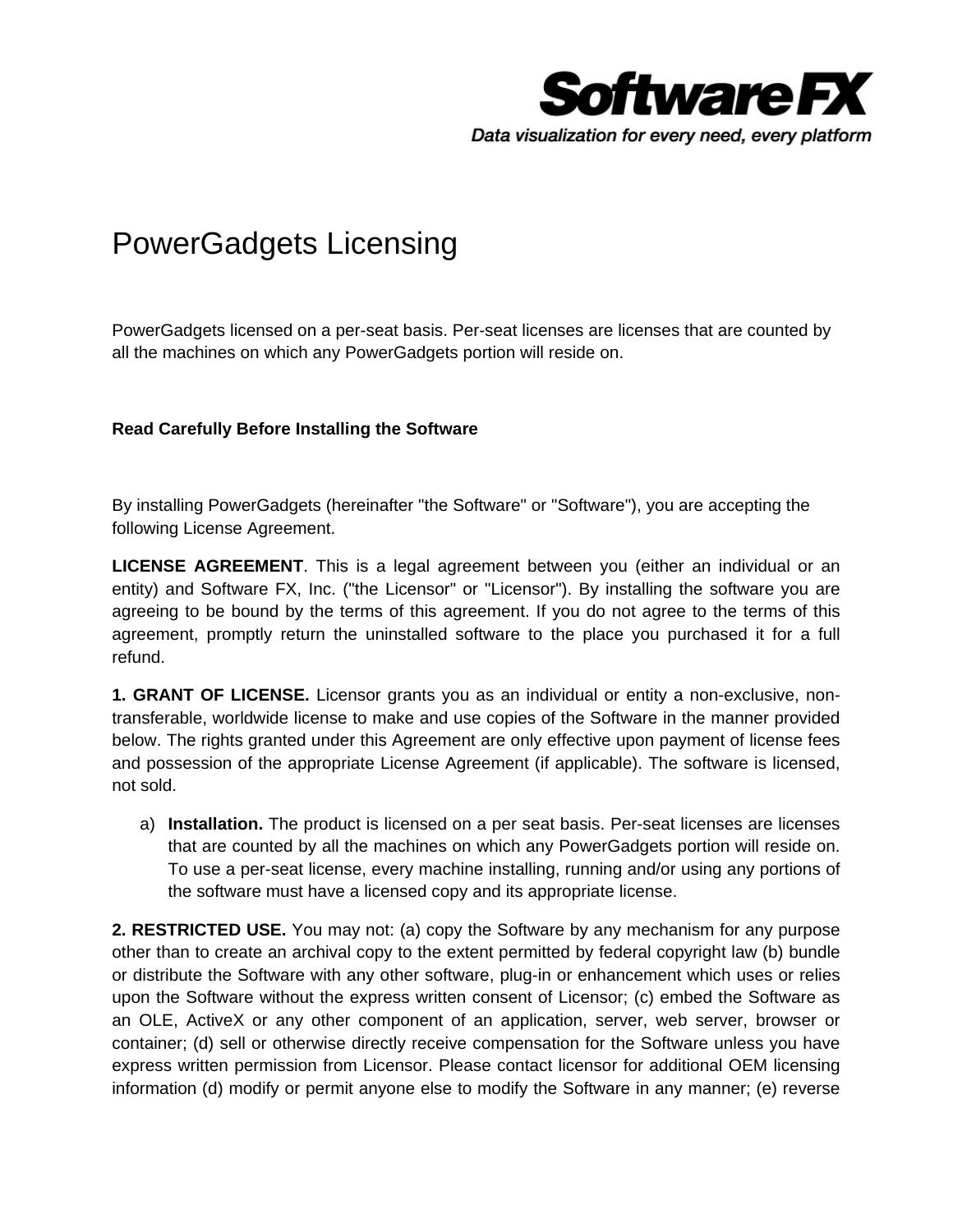SoftwareFX

*Data visualization for every need, every platform*

# PowerGadgets Licensing

PowerGadgets licensed on a per-seat basis. Per-seat licenses are licenses that are counted by all the machines on which any PowerGadgets portion will reside on.

**Read Carefully Before Installing the Software**

By installing PowerGadgets (hereinafter "the Software" or "Software"), you are accepting the following License Agreement.

**LICENSE AGREEMENT**. This is a legal agreement between you (either an individual or an entity) and Software FX, Inc. ("the Licensor" or "Licensor"). By installing the software you are agreeing to be bound by the terms of this agreement. If you do not agree to the terms of this agreement, promptly return the uninstalled software to the place you purchased it for a full refund.

**1. GRANT OF LICENSE.** Licensor grants you as an individual or entity a non-exclusive, non-transferable, worldwide license to make and use copies of the Software in the manner provided below. The rights granted under this Agreement are only effective upon payment of license fees and possession of the appropriate License Agreement (if applicable). The software is licensed, not sold.

a) **Installation.** The product is licensed on a per seat basis. Per-seat licenses are licenses that are counted by all the machines on which any PowerGadgets portion will reside on. To use a per-seat license, every machine installing, running and/or using any portions of the software must have a licensed copy and its appropriate license.

**2. RESTRICTED USE.** You may not: (a) copy the Software by any mechanism for any purpose other than to create an archival copy to the extent permitted by federal copyright law (b) bundle or distribute the Software with any other software, plug-in or enhancement which uses or relies upon the Software without the express written consent of Licensor; (c) embed the Software as an OLE, ActiveX or any other component of an application, server, web server, browser or container; (d) sell or otherwise directly receive compensation for the Software unless you have express written permission from Licensor. Please contact licensor for additional OEM licensing information (d) modify or permit anyone else to modify the Software in any manner; (e) reverse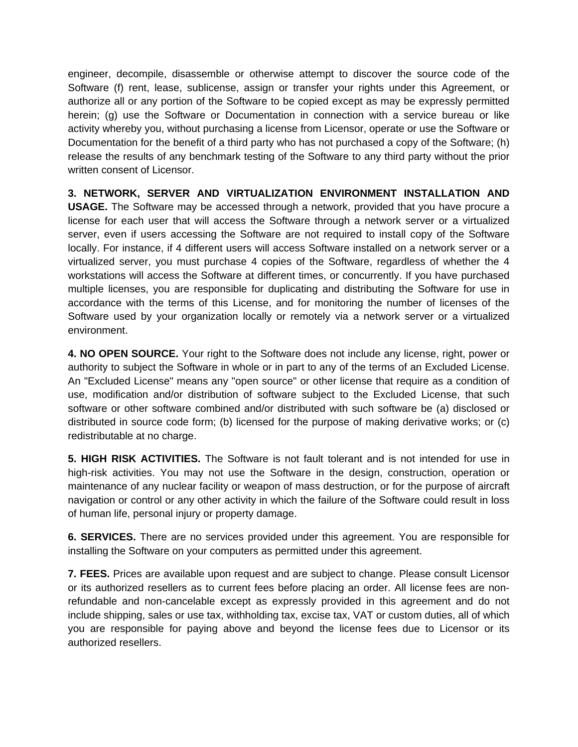engineer, decompile, disassemble or otherwise attempt to discover the source code of the Software (f) rent, lease, sublicense, assign or transfer your rights under this Agreement, or authorize all or any portion of the Software to be copied except as may be expressly permitted herein; (g) use the Software or Documentation in connection with a service bureau or like activity whereby you, without purchasing a license from Licensor, operate or use the Software or Documentation for the benefit of a third party who has not purchased a copy of the Software; (h) release the results of any benchmark testing of the Software to any third party without the prior written consent of Licensor.

**3. NETWORK, SERVER AND VIRTUALIZATION ENVIRONMENT INSTALLATION AND USAGE.** The Software may be accessed through a network, provided that you have procure a license for each user that will access the Software through a network server or a virtualized server, even if users accessing the Software are not required to install copy of the Software locally. For instance, if 4 different users will access Software installed on a network server or a virtualized server, you must purchase 4 copies of the Software, regardless of whether the 4 workstations will access the Software at different times, or concurrently. If you have purchased multiple licenses, you are responsible for duplicating and distributing the Software for use in accordance with the terms of this License, and for monitoring the number of licenses of the Software used by your organization locally or remotely via a network server or a virtualized environment.

**4. NO OPEN SOURCE.** Your right to the Software does not include any license, right, power or authority to subject the Software in whole or in part to any of the terms of an Excluded License. An "Excluded License" means any "open source" or other license that require as a condition of use, modification and/or distribution of software subject to the Excluded License, that such software or other software combined and/or distributed with such software be (a) disclosed or distributed in source code form; (b) licensed for the purpose of making derivative works; or (c) redistributable at no charge.

**5. HIGH RISK ACTIVITIES.** The Software is not fault tolerant and is not intended for use in high-risk activities. You may not use the Software in the design, construction, operation or maintenance of any nuclear facility or weapon of mass destruction, or for the purpose of aircraft navigation or control or any other activity in which the failure of the Software could result in loss of human life, personal injury or property damage.

**6. SERVICES.** There are no services provided under this agreement. You are responsible for installing the Software on your computers as permitted under this agreement.

**7. FEES.** Prices are available upon request and are subject to change. Please consult Licensor or its authorized resellers as to current fees before placing an order. All license fees are non-refundable and non-cancelable except as expressly provided in this agreement and do not include shipping, sales or use tax, withholding tax, excise tax, VAT or custom duties, all of which you are responsible for paying above and beyond the license fees due to Licensor or its authorized resellers.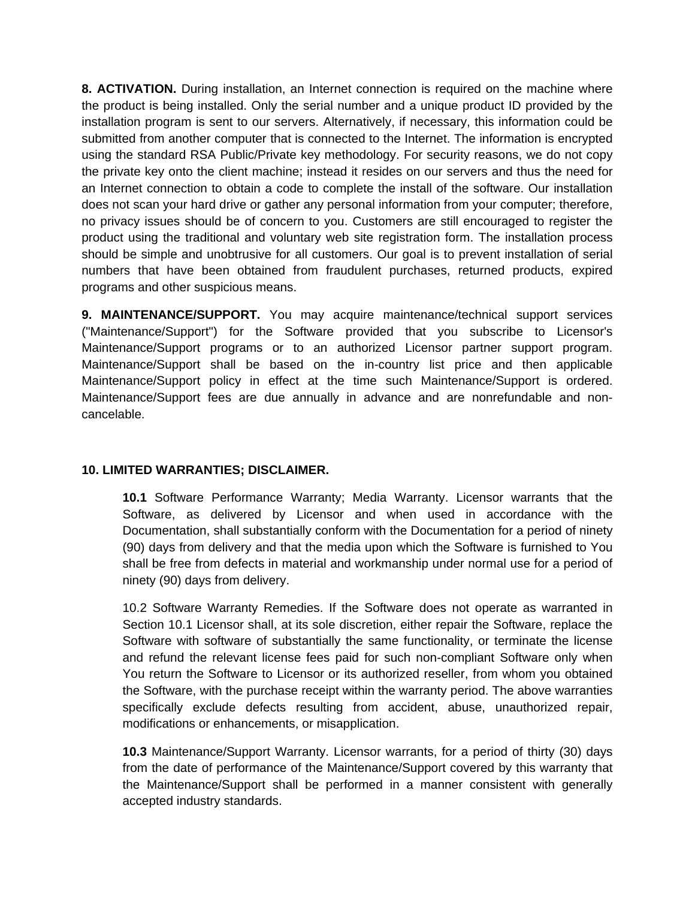**8. ACTIVATION.** During installation, an Internet connection is required on the machine where the product is being installed. Only the serial number and a unique product ID provided by the installation program is sent to our servers. Alternatively, if necessary, this information could be submitted from another computer that is connected to the Internet. The information is encrypted using the standard RSA Public/Private key methodology. For security reasons, we do not copy the private key onto the client machine; instead it resides on our servers and thus the need for an Internet connection to obtain a code to complete the install of the software. Our installation does not scan your hard drive or gather any personal information from your computer; therefore, no privacy issues should be of concern to you. Customers are still encouraged to register the product using the traditional and voluntary web site registration form. The installation process should be simple and unobtrusive for all customers. Our goal is to prevent installation of serial numbers that have been obtained from fraudulent purchases, returned products, expired programs and other suspicious means.

**9. MAINTENANCE/SUPPORT.** You may acquire maintenance/technical support services ("Maintenance/Support") for the Software provided that you subscribe to Licensor's Maintenance/Support programs or to an authorized Licensor partner support program. Maintenance/Support shall be based on the in-country list price and then applicable Maintenance/Support policy in effect at the time such Maintenance/Support is ordered. Maintenance/Support fees are due annually in advance and are nonrefundable and non-cancelable.

**10. LIMITED WARRANTIES; DISCLAIMER.**

**10.1** Software Performance Warranty; Media Warranty. Licensor warrants that the Software, as delivered by Licensor and when used in accordance with the Documentation, shall substantially conform with the Documentation for a period of ninety (90) days from delivery and that the media upon which the Software is furnished to You shall be free from defects in material and workmanship under normal use for a period of ninety (90) days from delivery.

10.2 Software Warranty Remedies. If the Software does not operate as warranted in Section 10.1 Licensor shall, at its sole discretion, either repair the Software, replace the Software with software of substantially the same functionality, or terminate the license and refund the relevant license fees paid for such non-compliant Software only when You return the Software to Licensor or its authorized reseller, from whom you obtained the Software, with the purchase receipt within the warranty period. The above warranties specifically exclude defects resulting from accident, abuse, unauthorized repair, modifications or enhancements, or misapplication.

**10.3** Maintenance/Support Warranty. Licensor warrants, for a period of thirty (30) days from the date of performance of the Maintenance/Support covered by this warranty that the Maintenance/Support shall be performed in a manner consistent with generally accepted industry standards.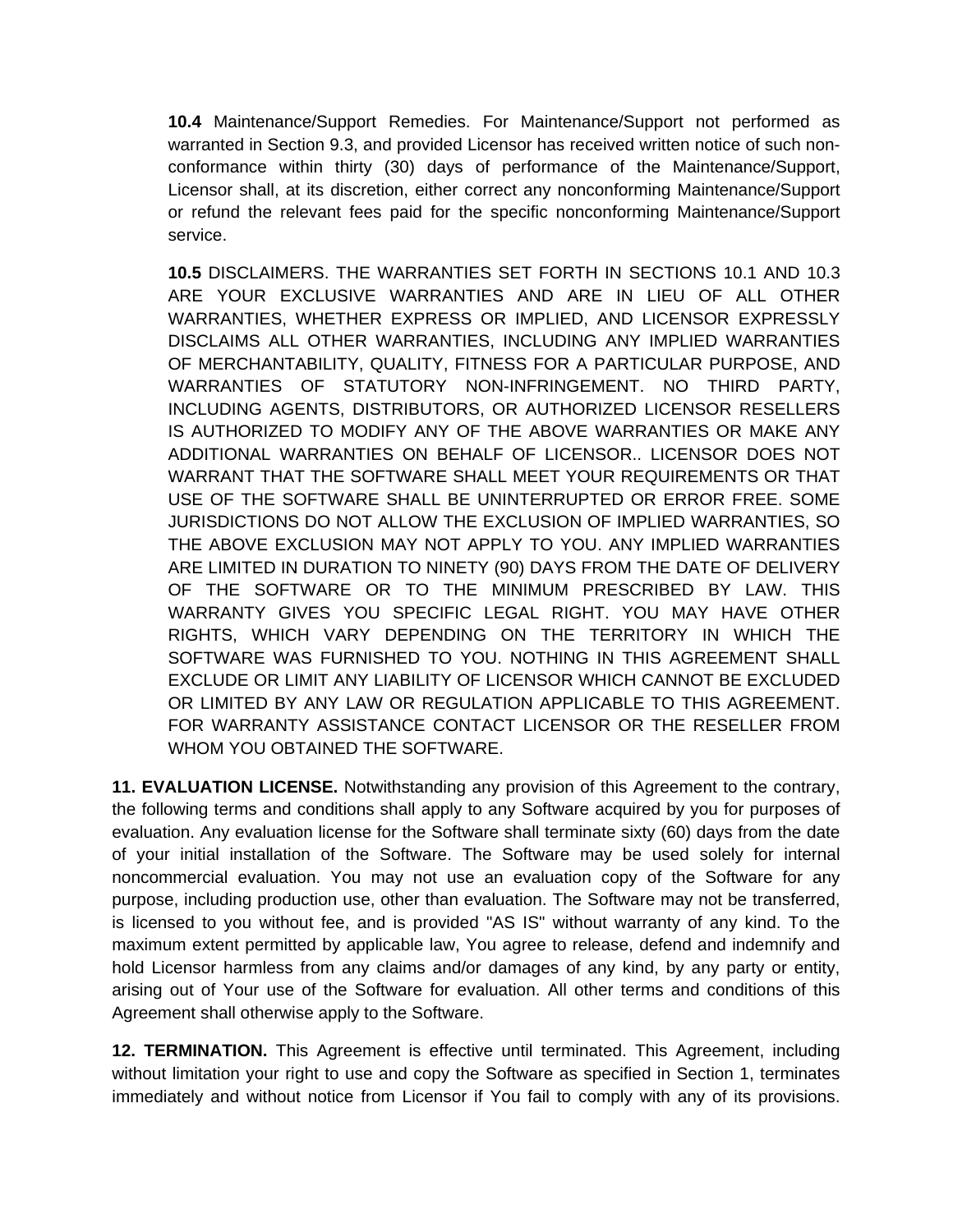**10.4** Maintenance/Support Remedies. For Maintenance/Support not performed as warranted in Section 9.3, and provided Licensor has received written notice of such non-conformance within thirty (30) days of performance of the Maintenance/Support, Licensor shall, at its discretion, either correct any nonconforming Maintenance/Support or refund the relevant fees paid for the specific nonconforming Maintenance/Support service.

**10.5** DISCLAIMERS. THE WARRANTIES SET FORTH IN SECTIONS 10.1 AND 10.3 ARE YOUR EXCLUSIVE WARRANTIES AND ARE IN LIEU OF ALL OTHER WARRANTIES, WHETHER EXPRESS OR IMPLIED, AND LICENSOR EXPRESSLY DISCLAIMS ALL OTHER WARRANTIES, INCLUDING ANY IMPLIED WARRANTIES OF MERCHANTABILITY, QUALITY, FITNESS FOR A PARTICULAR PURPOSE, AND WARRANTIES OF STATUTORY NON-INFRINGEMENT. NO THIRD PARTY, INCLUDING AGENTS, DISTRIBUTORS, OR AUTHORIZED LICENSOR RESELLERS IS AUTHORIZED TO MODIFY ANY OF THE ABOVE WARRANTIES OR MAKE ANY ADDITIONAL WARRANTIES ON BEHALF OF LICENSOR.. LICENSOR DOES NOT WARRANT THAT THE SOFTWARE SHALL MEET YOUR REQUIREMENTS OR THAT USE OF THE SOFTWARE SHALL BE UNINTERRUPTED OR ERROR FREE. SOME JURISDICTIONS DO NOT ALLOW THE EXCLUSION OF IMPLIED WARRANTIES, SO THE ABOVE EXCLUSION MAY NOT APPLY TO YOU. ANY IMPLIED WARRANTIES ARE LIMITED IN DURATION TO NINETY (90) DAYS FROM THE DATE OF DELIVERY OF THE SOFTWARE OR TO THE MINIMUM PRESCRIBED BY LAW. THIS WARRANTY GIVES YOU SPECIFIC LEGAL RIGHT. YOU MAY HAVE OTHER RIGHTS, WHICH VARY DEPENDING ON THE TERRITORY IN WHICH THE SOFTWARE WAS FURNISHED TO YOU. NOTHING IN THIS AGREEMENT SHALL EXCLUDE OR LIMIT ANY LIABILITY OF LICENSOR WHICH CANNOT BE EXCLUDED OR LIMITED BY ANY LAW OR REGULATION APPLICABLE TO THIS AGREEMENT. FOR WARRANTY ASSISTANCE CONTACT LICENSOR OR THE RESELLER FROM WHOM YOU OBTAINED THE SOFTWARE.

**11. EVALUATION LICENSE.** Notwithstanding any provision of this Agreement to the contrary, the following terms and conditions shall apply to any Software acquired by you for purposes of evaluation. Any evaluation license for the Software shall terminate sixty (60) days from the date of your initial installation of the Software. The Software may be used solely for internal noncommercial evaluation. You may not use an evaluation copy of the Software for any purpose, including production use, other than evaluation. The Software may not be transferred, is licensed to you without fee, and is provided "AS IS" without warranty of any kind. To the maximum extent permitted by applicable law, You agree to release, defend and indemnify and hold Licensor harmless from any claims and/or damages of any kind, by any party or entity, arising out of Your use of the Software for evaluation. All other terms and conditions of this Agreement shall otherwise apply to the Software.

**12. TERMINATION.** This Agreement is effective until terminated. This Agreement, including without limitation your right to use and copy the Software as specified in Section 1, terminates immediately and without notice from Licensor if You fail to comply with any of its provisions.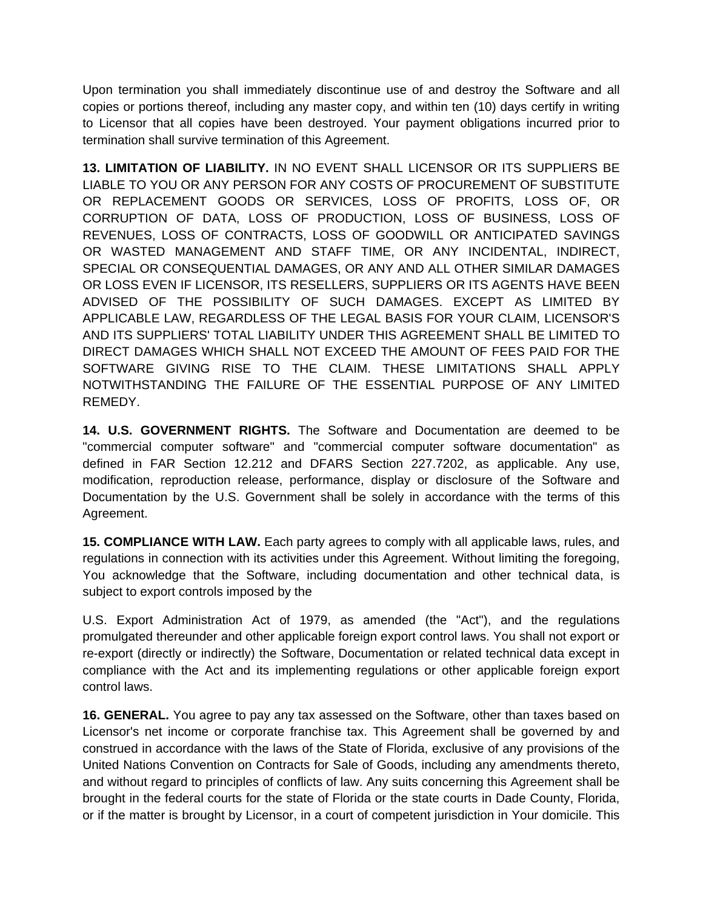Upon termination you shall immediately discontinue use of and destroy the Software and all copies or portions thereof, including any master copy, and within ten (10) days certify in writing to Licensor that all copies have been destroyed. Your payment obligations incurred prior to termination shall survive termination of this Agreement.

**13. LIMITATION OF LIABILITY.** IN NO EVENT SHALL LICENSOR OR ITS SUPPLIERS BE LIABLE TO YOU OR ANY PERSON FOR ANY COSTS OF PROCUREMENT OF SUBSTITUTE OR REPLACEMENT GOODS OR SERVICES, LOSS OF PROFITS, LOSS OF, OR CORRUPTION OF DATA, LOSS OF PRODUCTION, LOSS OF BUSINESS, LOSS OF REVENUES, LOSS OF CONTRACTS, LOSS OF GOODWILL OR ANTICIPATED SAVINGS OR WASTED MANAGEMENT AND STAFF TIME, OR ANY INCIDENTAL, INDIRECT, SPECIAL OR CONSEQUENTIAL DAMAGES, OR ANY AND ALL OTHER SIMILAR DAMAGES OR LOSS EVEN IF LICENSOR, ITS RESELLERS, SUPPLIERS OR ITS AGENTS HAVE BEEN ADVISED OF THE POSSIBILITY OF SUCH DAMAGES. EXCEPT AS LIMITED BY APPLICABLE LAW, REGARDLESS OF THE LEGAL BASIS FOR YOUR CLAIM, LICENSOR'S AND ITS SUPPLIERS' TOTAL LIABILITY UNDER THIS AGREEMENT SHALL BE LIMITED TO DIRECT DAMAGES WHICH SHALL NOT EXCEED THE AMOUNT OF FEES PAID FOR THE SOFTWARE GIVING RISE TO THE CLAIM. THESE LIMITATIONS SHALL APPLY NOTWITHSTANDING THE FAILURE OF THE ESSENTIAL PURPOSE OF ANY LIMITED REMEDY.

**14. U.S. GOVERNMENT RIGHTS.** The Software and Documentation are deemed to be "commercial computer software" and "commercial computer software documentation" as defined in FAR Section 12.212 and DFARS Section 227.7202, as applicable. Any use, modification, reproduction release, performance, display or disclosure of the Software and Documentation by the U.S. Government shall be solely in accordance with the terms of this Agreement.

**15. COMPLIANCE WITH LAW.** Each party agrees to comply with all applicable laws, rules, and regulations in connection with its activities under this Agreement. Without limiting the foregoing, You acknowledge that the Software, including documentation and other technical data, is subject to export controls imposed by the

U.S. Export Administration Act of 1979, as amended (the "Act"), and the regulations promulgated thereunder and other applicable foreign export control laws. You shall not export or re-export (directly or indirectly) the Software, Documentation or related technical data except in compliance with the Act and its implementing regulations or other applicable foreign export control laws.

**16. GENERAL.** You agree to pay any tax assessed on the Software, other than taxes based on Licensor's net income or corporate franchise tax. This Agreement shall be governed by and construed in accordance with the laws of the State of Florida, exclusive of any provisions of the United Nations Convention on Contracts for Sale of Goods, including any amendments thereto, and without regard to principles of conflicts of law. Any suits concerning this Agreement shall be brought in the federal courts for the state of Florida or the state courts in Dade County, Florida, or if the matter is brought by Licensor, in a court of competent jurisdiction in Your domicile. This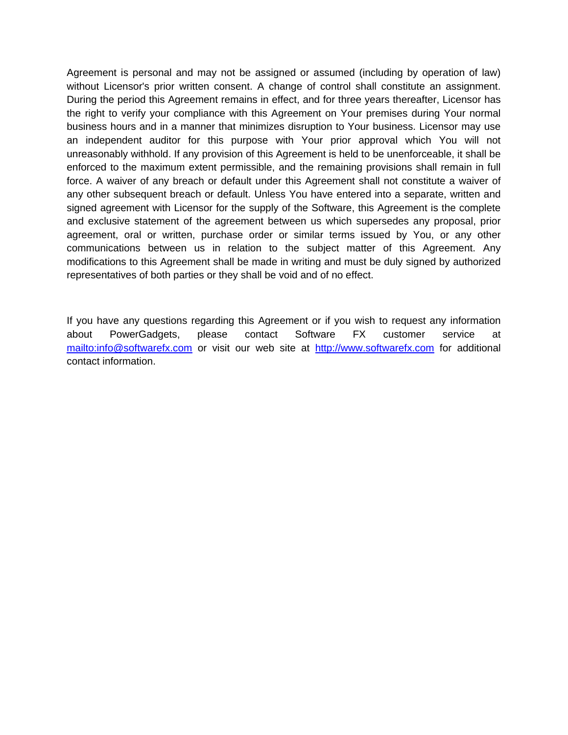Agreement is personal and may not be assigned or assumed (including by operation of law) without Licensor's prior written consent. A change of control shall constitute an assignment. During the period this Agreement remains in effect, and for three years thereafter, Licensor has the right to verify your compliance with this Agreement on Your premises during Your normal business hours and in a manner that minimizes disruption to Your business. Licensor may use an independent auditor for this purpose with Your prior approval which You will not unreasonably withhold. If any provision of this Agreement is held to be unenforceable, it shall be enforced to the maximum extent permissible, and the remaining provisions shall remain in full force. A waiver of any breach or default under this Agreement shall not constitute a waiver of any other subsequent breach or default. Unless You have entered into a separate, written and signed agreement with Licensor for the supply of the Software, this Agreement is the complete and exclusive statement of the agreement between us which supersedes any proposal, prior agreement, oral or written, purchase order or similar terms issued by You, or any other communications between us in relation to the subject matter of this Agreement. Any modifications to this Agreement shall be made in writing and must be duly signed by authorized representatives of both parties or they shall be void and of no effect.

If you have any questions regarding this Agreement or if you wish to request any information about PowerGadgets, please contact Software FX customer service at [mailto:info@softwarefx.com](mailto:info@softwarefx.com) or visit our web site at [http://www.softwarefx.com](http://www.softwarefx.com) for additional contact information.